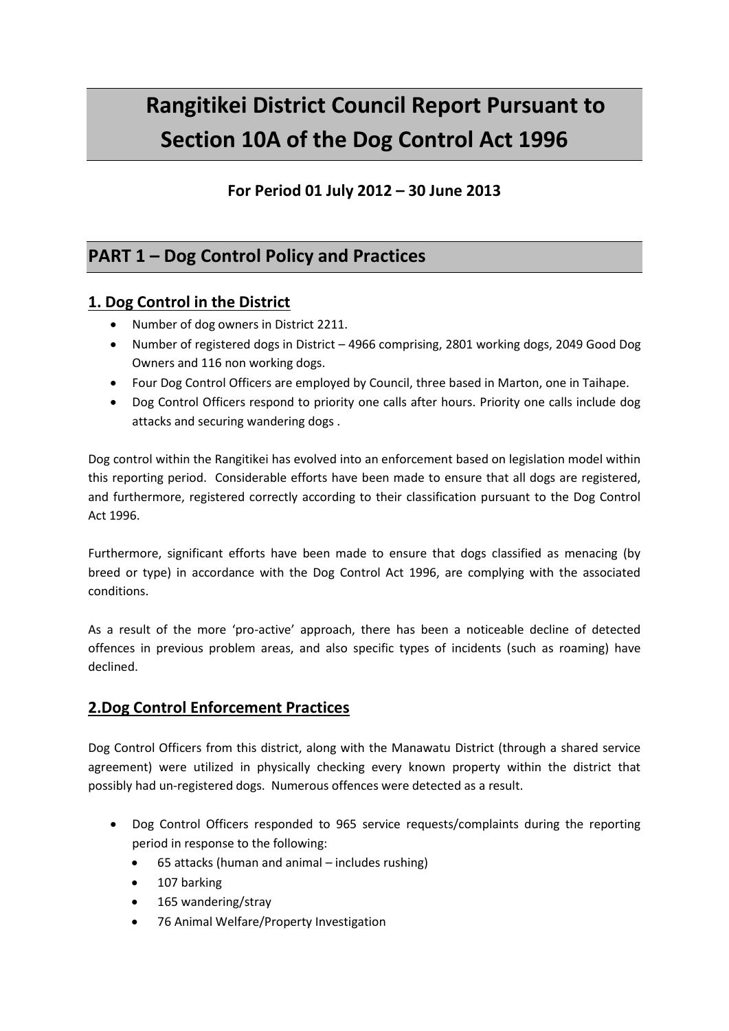# Rangitikei District Council Report Pursuant to Section 10A of the Dog Control Act 1996

### For Period 01 July 2012 – 30 June 2013

## PART 1 – Dog Control Policy and Practices

### 1. Dog Control in the District

- Number of dog owners in District 2211.
- Number of registered dogs in District – 4966 comprising, 2801 working dogs, 2049 Good Dog Owners and 116 non working dogs.
- Four Dog Control Officers are employed by Council, three based in Marton, one in Taihape.
- Dog Control Officers respond to priority one calls after hours. Priority one calls include dog attacks and securing wandering dogs .

Dog control within the Rangitikei has evolved into an enforcement based on legislation model within this reporting period. Considerable efforts have been made to ensure that all dogs are registered, and furthermore, registered correctly according to their classification pursuant to the Dog Control Act 1996.

Furthermore, significant efforts have been made to ensure that dogs classified as menacing (by breed or type) in accordance with the Dog Control Act 1996, are complying with the associated conditions.

As a result of the more 'pro-active' approach, there has been a noticeable decline of detected offences in previous problem areas, and also specific types of incidents (such as roaming) have declined.

### 2.Dog Control Enforcement Practices

Dog Control Officers from this district, along with the Manawatu District (through a shared service agreement) were utilized in physically checking every known property within the district that possibly had un-registered dogs. Numerous offences were detected as a result.

- Dog Control Officers responded to 965 service requests/complaints during the reporting period in response to the following:
  - 65 attacks (human and animal – includes rushing)
  - 107 barking
  - 165 wandering/stray
  - 76 Animal Welfare/Property Investigation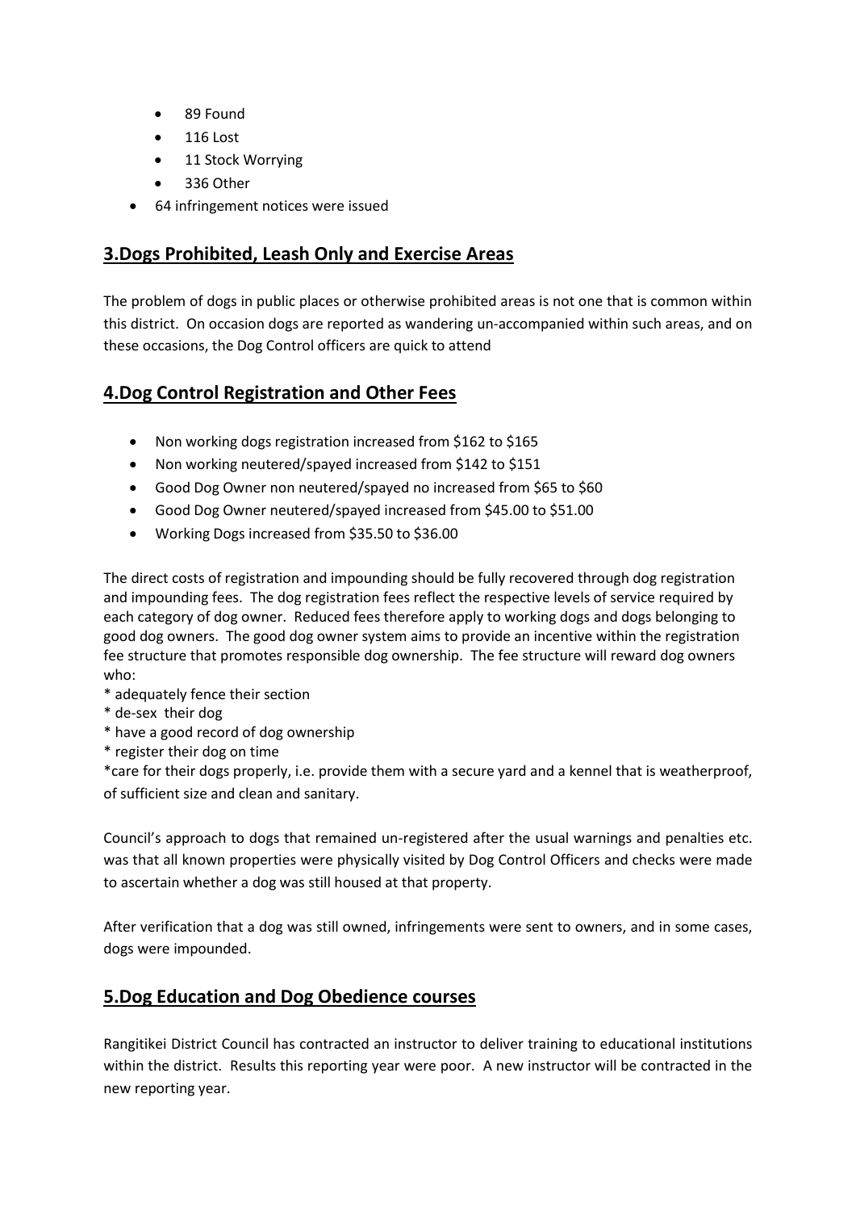- 89 Found
- 116 Lost
- 11 Stock Worrying
- 336 Other
- 64 infringement notices were issued

## 3.Dogs Prohibited, Leash Only and Exercise Areas

The problem of dogs in public places or otherwise prohibited areas is not one that is common within this district. On occasion dogs are reported as wandering un-accompanied within such areas, and on these occasions, the Dog Control officers are quick to attend

## 4.Dog Control Registration and Other Fees

- Non working dogs registration increased from $162 to $165
- Non working neutered/spayed increased from $142 to $151
- Good Dog Owner non neutered/spayed no increased from $65 to $60
- Good Dog Owner neutered/spayed increased from $45.00 to $51.00
- Working Dogs increased from $35.50 to $36.00

The direct costs of registration and impounding should be fully recovered through dog registration and impounding fees. The dog registration fees reflect the respective levels of service required by each category of dog owner. Reduced fees therefore apply to working dogs and dogs belonging to good dog owners. The good dog owner system aims to provide an incentive within the registration fee structure that promotes responsible dog ownership. The fee structure will reward dog owners who:

\* adequately fence their section
\* de-sex their dog
\* have a good record of dog ownership
\* register their dog on time
\*care for their dogs properly, i.e. provide them with a secure yard and a kennel that is weatherproof, of sufficient size and clean and sanitary.

Council's approach to dogs that remained un-registered after the usual warnings and penalties etc. was that all known properties were physically visited by Dog Control Officers and checks were made to ascertain whether a dog was still housed at that property.

After verification that a dog was still owned, infringements were sent to owners, and in some cases, dogs were impounded.

## 5.Dog Education and Dog Obedience courses

Rangitikei District Council has contracted an instructor to deliver training to educational institutions within the district. Results this reporting year were poor. A new instructor will be contracted in the new reporting year.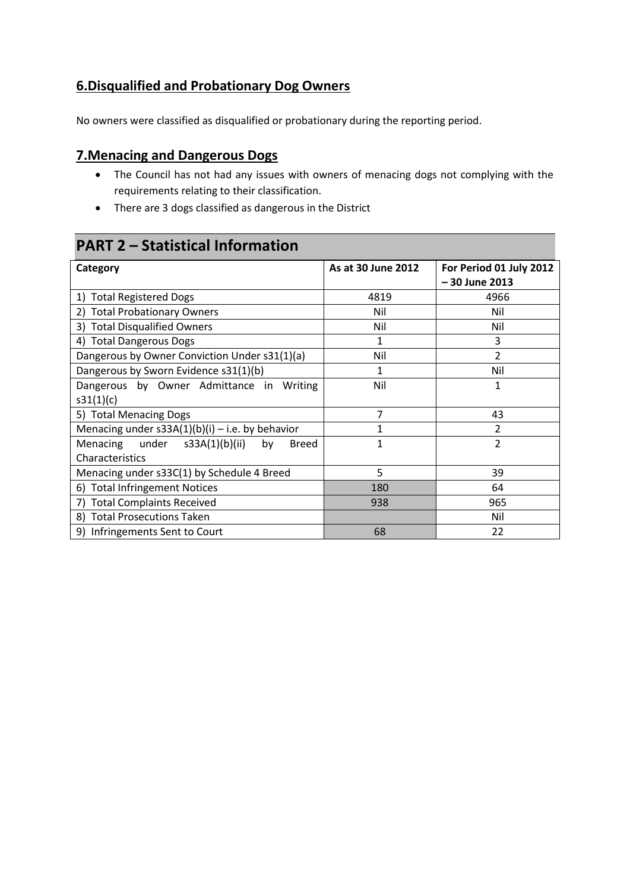## 6.Disqualified and Probationary Dog Owners

No owners were classified as disqualified or probationary during the reporting period.

## 7.Menacing and Dangerous Dogs

- The Council has not had any issues with owners of menacing dogs not complying with the requirements relating to their classification.
- There are 3 dogs classified as dangerous in the District

# PART 2 – Statistical Information

| Category | As at 30 June 2012 | For Period 01 July 2012 – 30 June 2013 |
|---|---|---|
| 1) Total Registered Dogs | 4819 | 4966 |
| 2) Total Probationary Owners | Nil | Nil |
| 3) Total Disqualified Owners | Nil | Nil |
| 4) Total Dangerous Dogs | 1 | 3 |
| Dangerous by Owner Conviction Under s31(1)(a) | Nil | 2 |
| Dangerous by Sworn Evidence s31(1)(b) | 1 | Nil |
| Dangerous by Owner Admittance in Writing s31(1)(c) | Nil | 1 |
| 5) Total Menacing Dogs | 7 | 43 |
| Menacing under s33A(1)(b)(i) – i.e. by behavior | 1 | 2 |
| Menacing under s33A(1)(b)(ii) by Breed Characteristics | 1 | 2 |
| Menacing under s33C(1) by Schedule 4 Breed | 5 | 39 |
| 6) Total Infringement Notices | 180 | 64 |
| 7) Total Complaints Received | 938 | 965 |
| 8) Total Prosecutions Taken | | Nil |
| 9) Infringements Sent to Court | 68 | 22 |